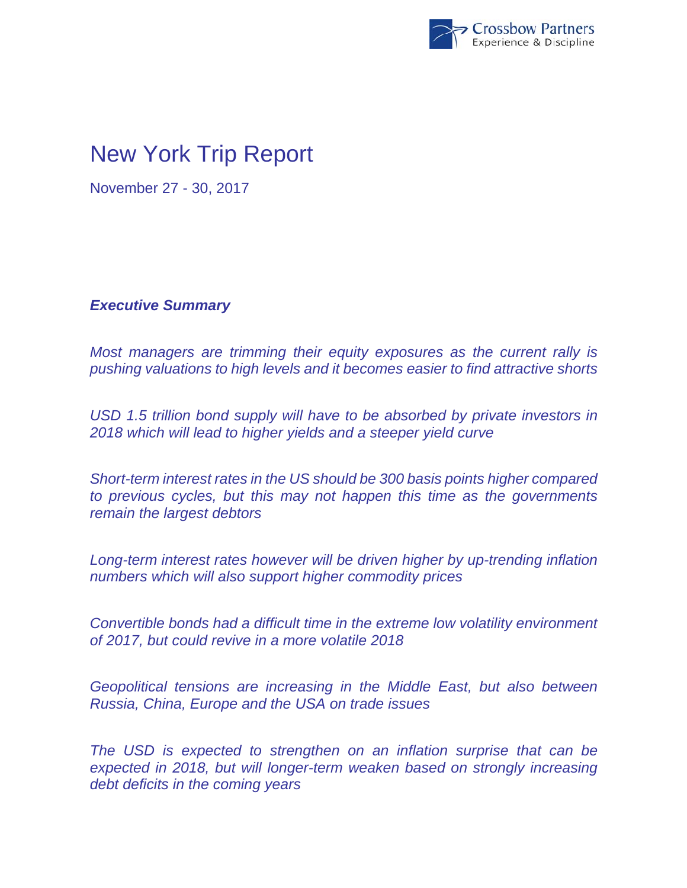# New York Trip Report

November 27 - 30, 2017

***Executive Summary***

*Most managers are trimming their equity exposures as the current rally is pushing valuations to high levels and it becomes easier to find attractive shorts*

*USD 1.5 trillion bond supply will have to be absorbed by private investors in 2018 which will lead to higher yields and a steeper yield curve*

*Short-term interest rates in the US should be 300 basis points higher compared to previous cycles, but this may not happen this time as the governments remain the largest debtors*

*Long-term interest rates however will be driven higher by up-trending inflation numbers which will also support higher commodity prices*

*Convertible bonds had a difficult time in the extreme low volatility environment of 2017, but could revive in a more volatile 2018*

*Geopolitical tensions are increasing in the Middle East, but also between Russia, China, Europe and the USA on trade issues*

*The USD is expected to strengthen on an inflation surprise that can be expected in 2018, but will longer-term weaken based on strongly increasing debt deficits in the coming years*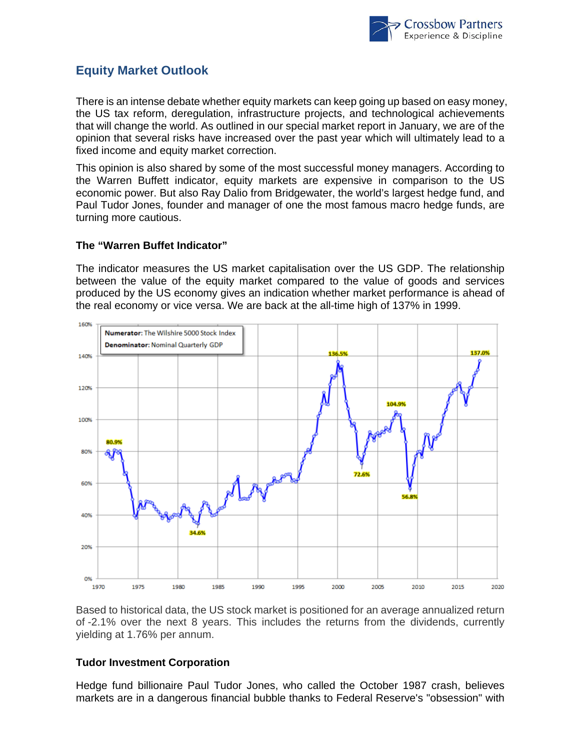## Equity Market Outlook

There is an intense debate whether equity markets can keep going up based on easy money, the US tax reform, deregulation, infrastructure projects, and technological achievements that will change the world. As outlined in our special market report in January, we are of the opinion that several risks have increased over the past year which will ultimately lead to a fixed income and equity market correction.

This opinion is also shared by some of the most successful money managers. According to the Warren Buffett indicator, equity markets are expensive in comparison to the US economic power. But also Ray Dalio from Bridgewater, the world's largest hedge fund, and Paul Tudor Jones, founder and manager of one the most famous macro hedge funds, are turning more cautious.

### The "Warren Buffet Indicator"

The indicator measures the US market capitalisation over the US GDP. The relationship between the value of the equity market compared to the value of goods and services produced by the US economy gives an indication whether market performance is ahead of the real economy or vice versa. We are back at the all-time high of 137% in 1999.

Based to historical data, the US stock market is positioned for an average annualized return of -2.1% over the next 8 years. This includes the returns from the dividends, currently yielding at 1.76% per annum.

### Tudor Investment Corporation

Hedge fund billionaire Paul Tudor Jones, who called the October 1987 crash, believes markets are in a dangerous financial bubble thanks to Federal Reserve's "obsession" with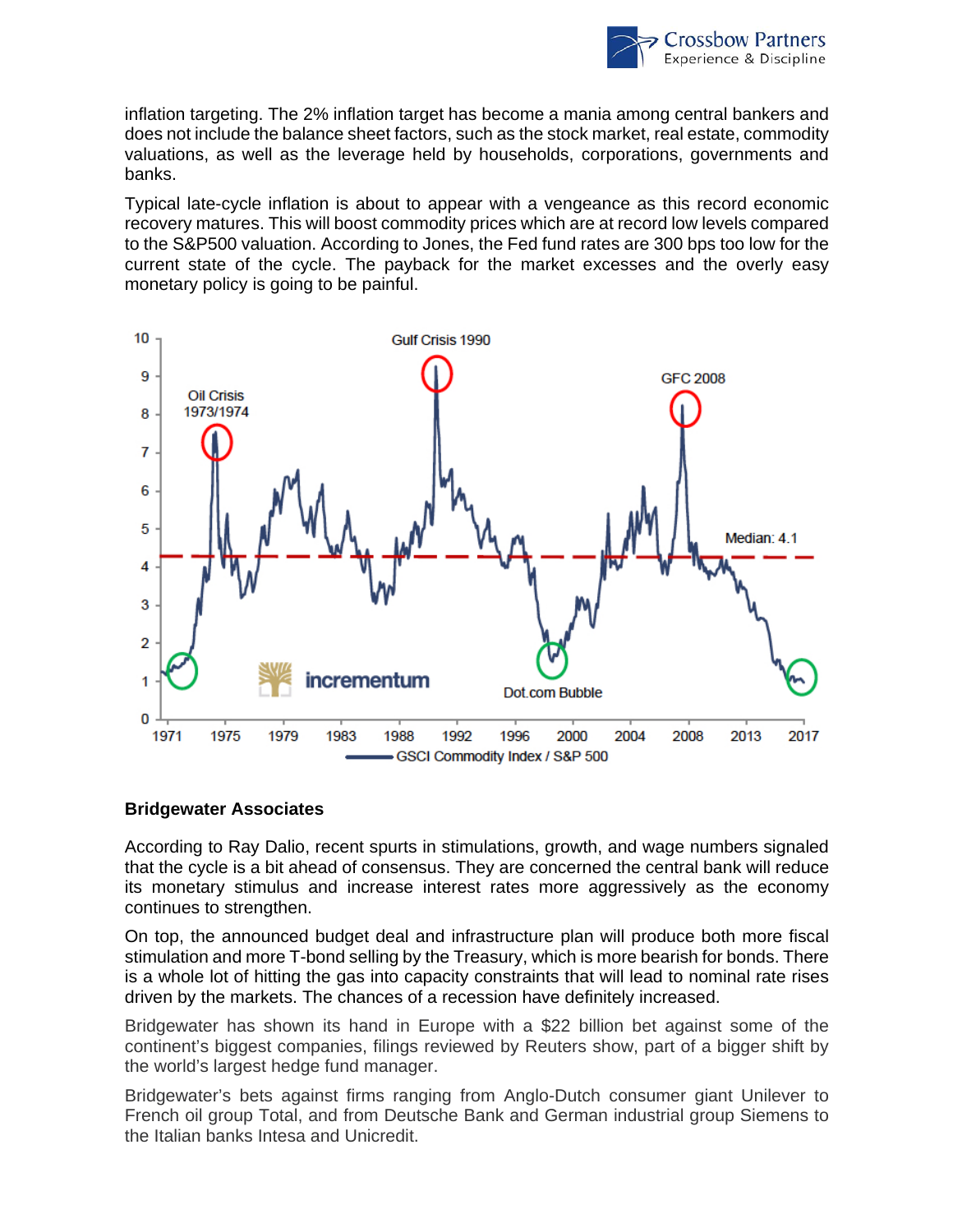inflation targeting. The 2% inflation target has become a mania among central bankers and does not include the balance sheet factors, such as the stock market, real estate, commodity valuations, as well as the leverage held by households, corporations, governments and banks.

Typical late-cycle inflation is about to appear with a vengeance as this record economic recovery matures. This will boost commodity prices which are at record low levels compared to the S&P500 valuation. According to Jones, the Fed fund rates are 300 bps too low for the current state of the cycle. The payback for the market excesses and the overly easy monetary policy is going to be painful.

Gulf Crisis 1990
GFC 2008
Oil Crisis 1973/1974
Median: 4.1
incrementum
Dot.com Bubble
10
9
8
7
6
5
4
3
2
1
0
1971 1975 1979 1983 1988 1992 1996 2000 2004 2008 2013 2017
GSCI Commodity Index / S&P 500

### Bridgewater Associates

According to Ray Dalio, recent spurts in stimulations, growth, and wage numbers signaled that the cycle is a bit ahead of consensus. They are concerned the central bank will reduce its monetary stimulus and increase interest rates more aggressively as the economy continues to strengthen.

On top, the announced budget deal and infrastructure plan will produce both more fiscal stimulation and more T-bond selling by the Treasury, which is more bearish for bonds. There is a whole lot of hitting the gas into capacity constraints that will lead to nominal rate rises driven by the markets. The chances of a recession have definitely increased.

Bridgewater has shown its hand in Europe with a $22 billion bet against some of the continent's biggest companies, filings reviewed by Reuters show, part of a bigger shift by the world's largest hedge fund manager.

Bridgewater's bets against firms ranging from Anglo-Dutch consumer giant Unilever to French oil group Total, and from Deutsche Bank and German industrial group Siemens to the Italian banks Intesa and Unicredit.